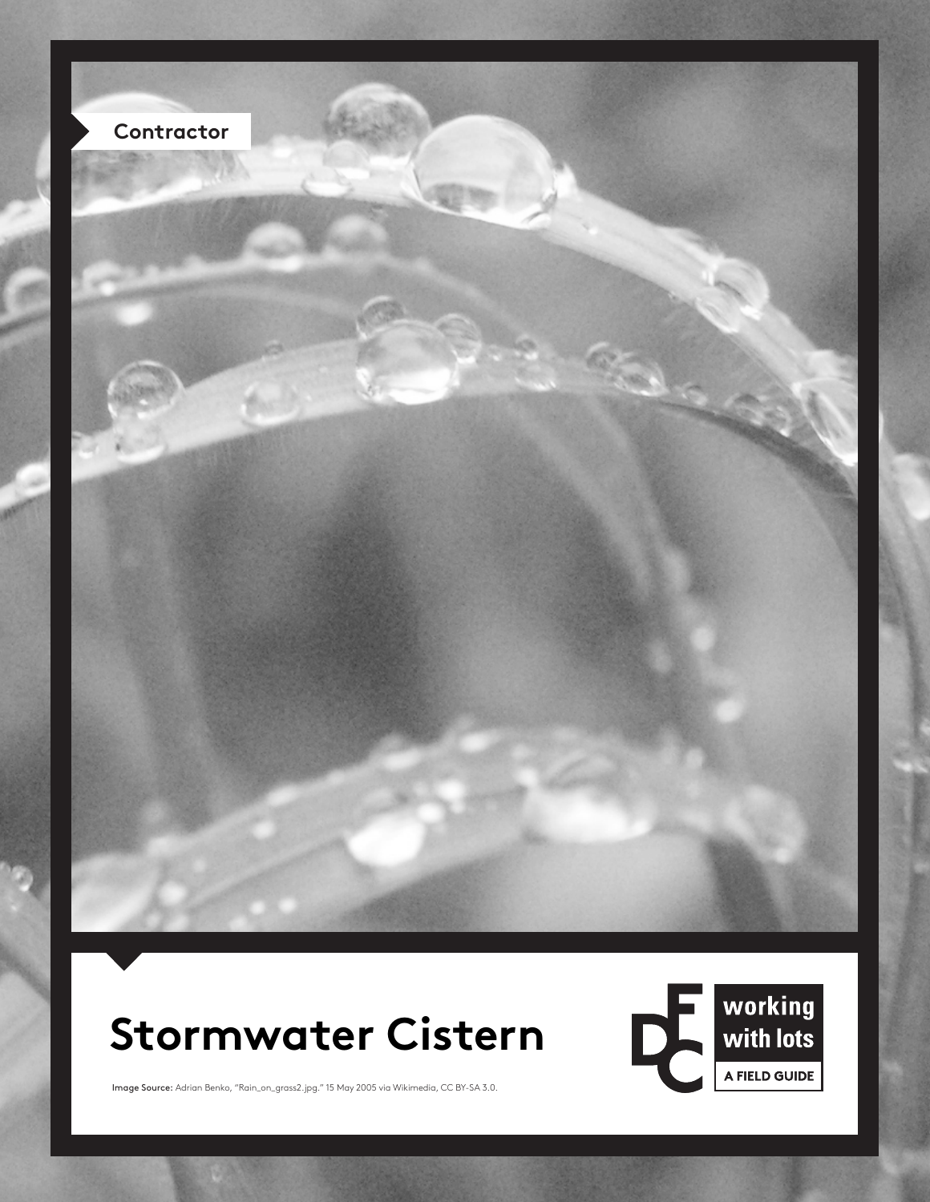Contractor

# Stormwater Cistern

working with lots

A FIELD GUIDE

**Image Source:** Adrian Benko, "Rain_on_grass2.jpg." 15 May 2005 via Wikimedia, CC BY-SA 3.0.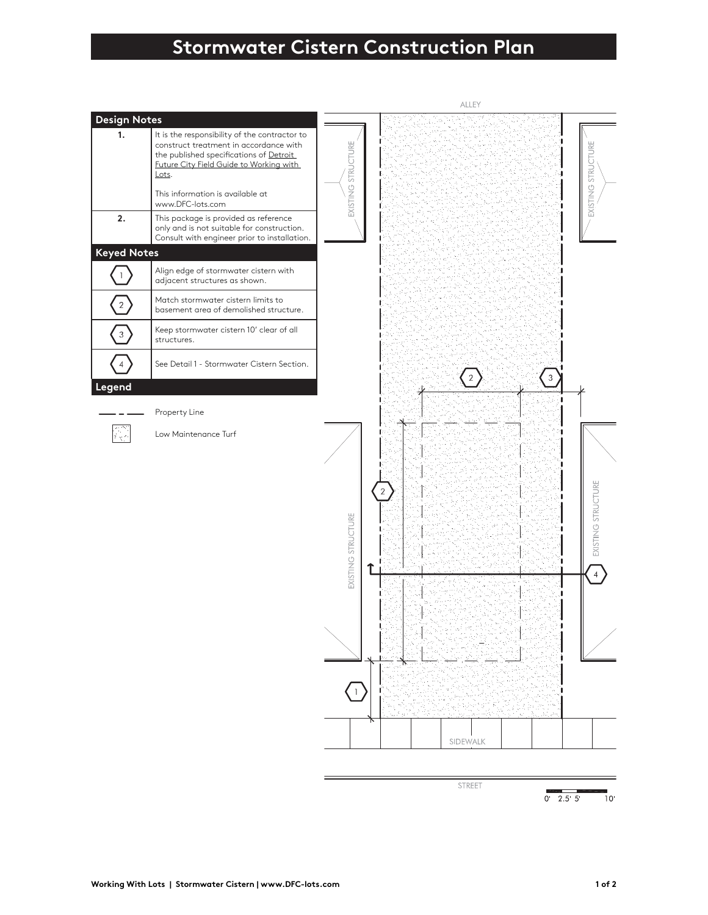# Stormwater Cistern Construction Plan

## Design Notes

| | |
|---|---|
| **1.** | It is the responsibility of the contractor to construct treatment in accordance with the published specifications of Detroit Future City Field Guide to Working with Lots. This information is available at www.DFC-lots.com |
| **2.** | This package is provided as reference only and is not suitable for construction. Consult with engineer prior to installation. |

## Keyed Notes

| | |
|---|---|
| 1 | Align edge of stormwater cistern with adjacent structures as shown. |
| 2 | Match stormwater cistern limits to basement area of demolished structure. |
| 3 | Keep stormwater cistern 10' clear of all structures. |
| 4 | See Detail 1 - Stormwater Cistern Section. |

## Legend

- Property Line
- Low Maintenance Turf

ALLEY

EXISTING STRUCTURE

EXISTING STRUCTURE

EXISTING STRUCTURE

EXISTING STRUCTURE

SIDEWALK

STREET

0' 2.5' 5' 10'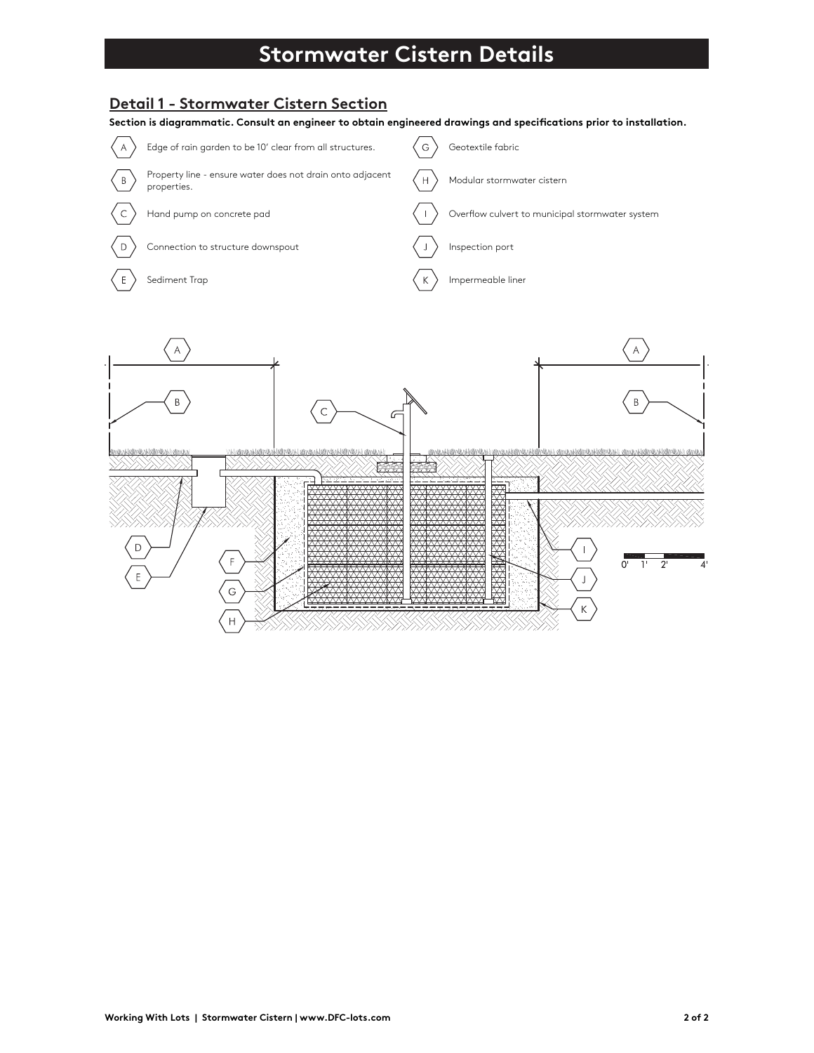# Stormwater Cistern Details

## Detail 1 - Stormwater Cistern Section

**Section is diagrammatic. Consult an engineer to obtain engineered drawings and specifications prior to installation.**

- A — Edge of rain garden to be 10' clear from all structures.
- B — Property line - ensure water does not drain onto adjacent properties.
- C — Hand pump on concrete pad
- D — Connection to structure downspout
- E — Sediment Trap
- G — Geotextile fabric
- H — Modular stormwater cistern
- I — Overflow culvert to municipal stormwater system
- J — Inspection port
- K — Impermeable liner

A
A
B
B
C
D
E
F
G
H
I
J
K

0' 1' 2' 4'